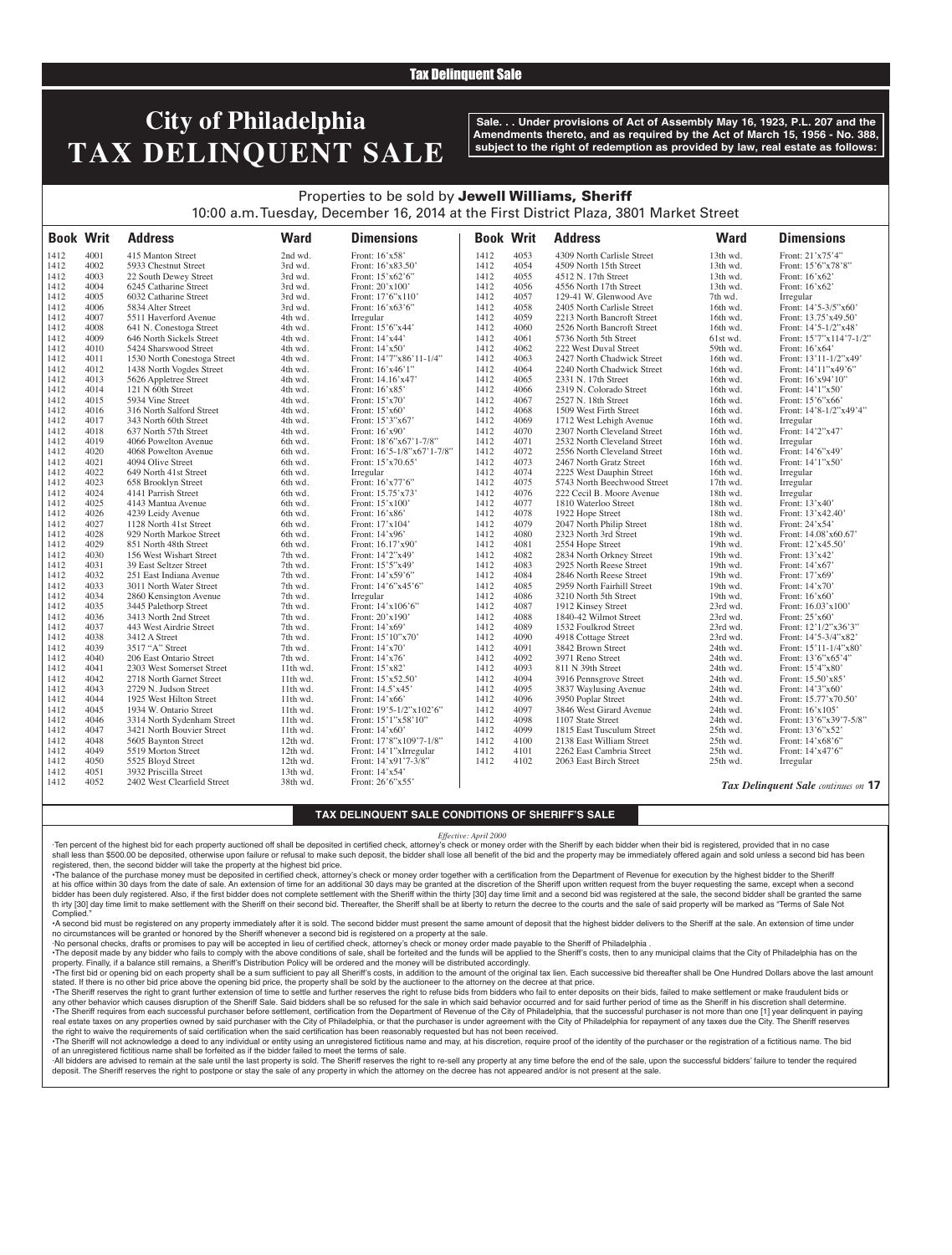Tax Delinquent Sale

# City of Philadelphia TAX DELINQUENT SALE

**Sale. . . Under provisions of Act of Assembly May 16, 1923, P.L. 207 and the Amendments thereto, and as required by the Act of March 15, 1956 - No. 388, subject to the right of redemption as provided by law, real estate as follows:**

Properties to be sold by **Jewell Williams, Sheriff**

10:00 a.m. Tuesday, December 16, 2014 at the First District Plaza, 3801 Market Street

| Book | Writ | Address | Ward | Dimensions |
|---|---|---|---|---|
| 1412 | 4001 | 415 Manton Street | 2nd wd. | Front: 16'x58' |
| 1412 | 4002 | 5933 Chestnut Street | 3rd wd. | Front: 16'x83.50' |
| 1412 | 4003 | 22 South Dewey Street | 3rd wd. | Front: 15'x62'6" |
| 1412 | 4004 | 6245 Catharine Street | 3rd wd. | Front: 20'x100' |
| 1412 | 4005 | 6032 Catharine Street | 3rd wd. | Front: 17'6"x110' |
| 1412 | 4006 | 5834 Alter Street | 3rd wd. | Front: 16'x63'6" |
| 1412 | 4007 | 5511 Haverford Avenue | 4th wd. | Irregular |
| 1412 | 4008 | 641 N. Conestoga Street | 4th wd. | Front: 15'6"x44' |
| 1412 | 4009 | 646 North Sickels Street | 4th wd. | Front: 14'x44' |
| 1412 | 4010 | 5424 Sharswood Street | 4th wd. | Front: 14'x50' |
| 1412 | 4011 | 1530 North Conestoga Street | 4th wd. | Front: 14'7"x86'11-1/4" |
| 1412 | 4012 | 1438 North Vogdes Street | 4th wd. | Front: 16'x46'1" |
| 1412 | 4013 | 5626 Appletree Street | 4th wd. | Front: 14.16'x47' |
| 1412 | 4014 | 121 N 60th Street | 4th wd. | Front: 16'x85' |
| 1412 | 4015 | 5934 Vine Street | 4th wd. | Front: 15'x70' |
| 1412 | 4016 | 316 North Salford Street | 4th wd. | Front: 15'x60' |
| 1412 | 4017 | 343 North 60th Street | 4th wd. | Front: 15'3"x67' |
| 1412 | 4018 | 637 North 57th Street | 4th wd. | Front: 16'x90' |
| 1412 | 4019 | 4066 Powelton Avenue | 6th wd. | Front: 18'6"x67'1-7/8" |
| 1412 | 4020 | 4068 Powelton Avenue | 6th wd. | Front: 16'5-1/8"x67'1-7/8" |
| 1412 | 4021 | 4094 Olive Street | 6th wd. | Front: 15'x70.65' |
| 1412 | 4022 | 649 North 41st Street | 6th wd. | Irregular |
| 1412 | 4023 | 658 Brooklyn Street | 6th wd. | Front: 16'x77'6" |
| 1412 | 4024 | 4141 Parrish Street | 6th wd. | Front: 15.75'x73' |
| 1412 | 4025 | 4143 Mantua Avenue | 6th wd. | Front: 15'x100' |
| 1412 | 4026 | 4239 Leidy Avenue | 6th wd. | Front: 16'x86' |
| 1412 | 4027 | 1128 North 41st Street | 6th wd. | Front: 17'x104' |
| 1412 | 4028 | 929 North Markoe Street | 6th wd. | Front: 14'x96' |
| 1412 | 4029 | 851 North 48th Street | 6th wd. | Front: 16.17'x90' |
| 1412 | 4030 | 156 West Wishart Street | 7th wd. | Front: 14'2"x49' |
| 1412 | 4031 | 39 East Seltzer Street | 7th wd. | Front: 15'5"x49' |
| 1412 | 4032 | 251 East Indiana Avenue | 7th wd. | Front: 14'x59'6" |
| 1412 | 4033 | 3011 North Water Street | 7th wd. | Front: 14'6"x45'6" |
| 1412 | 4034 | 2860 Kensington Avenue | 7th wd. | Irregular |
| 1412 | 4035 | 3445 Palethorp Street | 7th wd. | Front: 14'x106'6" |
| 1412 | 4036 | 3413 North 2nd Street | 7th wd. | Front: 20'x190' |
| 1412 | 4037 | 443 West Airdrie Street | 7th wd. | Front: 14'x69' |
| 1412 | 4038 | 3412 A Street | 7th wd. | Front: 15'10"x70' |
| 1412 | 4039 | 3517 "A" Street | 7th wd. | Front: 14'x70' |
| 1412 | 4040 | 206 East Ontario Street | 7th wd. | Front: 14'x76' |
| 1412 | 4041 | 2303 West Somerset Street | 11th wd. | Front: 15'x82' |
| 1412 | 4042 | 2718 North Garnet Street | 11th wd. | Front: 15'x52.50' |
| 1412 | 4043 | 2729 N. Judson Street | 11th wd. | Front: 14.5'x45' |
| 1412 | 4044 | 1925 West Hilton Street | 11th wd. | Front: 14'x66' |
| 1412 | 4045 | 1934 W. Ontario Street | 11th wd. | Front: 19'5-1/2"x102'6" |
| 1412 | 4046 | 3314 North Sydenham Street | 11th wd. | Front: 15'1"x58'10" |
| 1412 | 4047 | 3421 North Bouvier Street | 11th wd. | Front: 14'x60' |
| 1412 | 4048 | 5605 Baynton Street | 12th wd. | Front: 17'8"x109'7-1/8" |
| 1412 | 4049 | 5519 Morton Street | 12th wd. | Front: 14'1"xIrregular |
| 1412 | 4050 | 5525 Bloyd Street | 12th wd. | Front: 14'x91'7-3/8" |
| 1412 | 4051 | 3932 Priscilla Street | 13th wd. | Front: 14'x54' |
| 1412 | 4052 | 2402 West Clearfield Street | 38th wd. | Front: 26'6"x55' |
| 1412 | 4053 | 4309 North Carlisle Street | 13th wd. | Front: 21'x75'4" |
| 1412 | 4054 | 4509 North 15th Street | 13th wd. | Front: 15'6"x78'8" |
| 1412 | 4055 | 4512 N. 17th Street | 13th wd. | Front: 16'x62' |
| 1412 | 4056 | 4556 North 17th Street | 13th wd. | Front: 16'x62' |
| 1412 | 4057 | 129-41 W. Glenwood Ave | 7th wd. | Irregular |
| 1412 | 4058 | 2405 North Carlisle Street | 16th wd. | Front: 14'5-3/5"x60' |
| 1412 | 4059 | 2213 North Bancroft Street | 16th wd. | Front: 13.75'x49.50' |
| 1412 | 4060 | 2526 North Bancroft Street | 16th wd. | Front: 14'5-1/2"x48' |
| 1412 | 4061 | 5736 North 5th Street | 61st wd. | Front: 15'7"x114'7-1/2" |
| 1412 | 4062 | 222 West Duval Street | 59th wd. | Front: 16'x64' |
| 1412 | 4063 | 2427 North Chadwick Street | 16th wd. | Front: 13'11-1/2"x49' |
| 1412 | 4064 | 2240 North Chadwick Street | 16th wd. | Front: 14'11"x49'6" |
| 1412 | 4065 | 2331 N. 17th Street | 16th wd. | Front: 16'x94'10" |
| 1412 | 4066 | 2319 N. Colorado Street | 16th wd. | Front: 14'1"x50' |
| 1412 | 4067 | 2527 N. 18th Street | 16th wd. | Front: 15'6"x66' |
| 1412 | 4068 | 1509 West Firth Street | 16th wd. | Front: 14'8-1/2"x49'4" |
| 1412 | 4069 | 1712 West Lehigh Avenue | 16th wd. | Irregular |
| 1412 | 4070 | 2307 North Cleveland Street | 16th wd. | Front: 14'2"x47' |
| 1412 | 4071 | 2532 North Cleveland Street | 16th wd. | Irregular |
| 1412 | 4072 | 2556 North Cleveland Street | 16th wd. | Front: 14'6"x49' |
| 1412 | 4073 | 2467 North Gratz Street | 16th wd. | Front: 14'1"x50' |
| 1412 | 4074 | 2225 West Dauphin Street | 16th wd. | Irregular |
| 1412 | 4075 | 5743 North Beechwood Street | 17th wd. | Irregular |
| 1412 | 4076 | 222 Cecil B. Moore Avenue | 18th wd. | Irregular |
| 1412 | 4077 | 1810 Waterloo Street | 18th wd. | Front: 13'x40' |
| 1412 | 4078 | 1922 Hope Street | 18th wd. | Front: 13'x42.40' |
| 1412 | 4079 | 2047 North Philip Street | 18th wd. | Front: 24'x54' |
| 1412 | 4080 | 2323 North 3rd Street | 19th wd. | Front: 14.08'x60.67' |
| 1412 | 4081 | 2554 Hope Street | 19th wd. | Front: 12'x45.50' |
| 1412 | 4082 | 2834 North Orkney Street | 19th wd. | Front: 13'x42' |
| 1412 | 4083 | 2925 North Reese Street | 19th wd. | Front: 14'x67' |
| 1412 | 4084 | 2846 North Reese Street | 19th wd. | Front: 17'x69' |
| 1412 | 4085 | 2959 North Fairhill Street | 19th wd. | Front: 14'x70' |
| 1412 | 4086 | 3210 North 5th Street | 19th wd. | Front: 16'x60' |
| 1412 | 4087 | 1912 Kinsey Street | 23rd wd. | Front: 16.03'x100' |
| 1412 | 4088 | 1840-42 Wilmot Street | 23rd wd. | Front: 25'x60' |
| 1412 | 4089 | 1532 Foulkrod Street | 23rd wd. | Front: 12'1/2"x36'3" |
| 1412 | 4090 | 4918 Cottage Street | 23rd wd. | Front: 14'5-3/4"x82' |
| 1412 | 4091 | 3842 Brown Street | 24th wd. | Front: 15'11-1/4"x80' |
| 1412 | 4092 | 3971 Reno Street | 24th wd. | Front: 13'6"x65'4" |
| 1412 | 4093 | 811 N 39th Street | 24th wd. | Front: 15'4"x80' |
| 1412 | 4094 | 3916 Pennsgrove Street | 24th wd. | Front: 15.50'x85' |
| 1412 | 4095 | 3837 Waylusing Avenue | 24th wd. | Front: 14'3"x60' |
| 1412 | 4096 | 3950 Poplar Street | 24th wd. | Front: 15.77'x70.50' |
| 1412 | 4097 | 3846 West Girard Avenue | 24th wd. | Front: 16'x105' |
| 1412 | 4098 | 1107 State Street | 24th wd. | Front: 13'6"x39'7-5/8" |
| 1412 | 4099 | 1815 East Tusculum Street | 25th wd. | Front: 13'6"x52' |
| 1412 | 4100 | 2138 East William Street | 25th wd. | Front: 14'x68'6" |
| 1412 | 4101 | 2262 East Cambria Street | 25th wd. | Front: 14'x47'6" |
| 1412 | 4102 | 2063 East Birch Street | 25th wd. | Irregular |

*Tax Delinquent Sale continues on* **17**

## TAX DELINQUENT SALE CONDITIONS OF SHERIFF'S SALE

*Effective: April 2000*

·Ten percent of the highest bid for each property auctioned off shall be deposited in certified check, attorney's check or money order with the Sheriff by each bidder when their bid is registered, provided that in no case shall less than $500.00 be deposited, otherwise upon failure or refusal to make such deposit, the bidder shall lose all benefit of the bid and the property may be immediately offered again and sold unless a second bid has been registered, then, the second bidder will take the property at the highest bid price.

•The balance of the purchase money must be deposited in certified check, attorney's check or money order together with a certification from the Department of Revenue for execution by the highest bidder to the Sheriff at his office within 30 days from the date of sale. An extension of time for an additional 30 days may be granted at the discretion of the Sheriff upon written request from the buyer requesting the same, except when a second bidder has been duly registered. Also, if the first bidder does not complete settlement with the Sheriff within the thirty [30] day time limit and a second bid was registered at the sale, the second bidder shall be granted the same th irty [30] day time limit to make settlement with the Sheriff on their second bid. Thereafter, the Sheriff shall be at liberty to return the decree to the courts and the sale of said property will be marked as "Terms of Sale Not Complied."

•A second bid must be registered on any property immediately after it is sold. The second bidder must present the same amount of deposit that the highest bidder delivers to the Sheriff at the sale. An extension of time under no circumstances will be granted or honored by the Sheriff whenever a second bid is registered on a property at the sale.

·No personal checks, drafts or promises to pay will be accepted in lieu of certified check, attorney's check or money order made payable to the Sheriff of Philadelphia .

•The deposit made by any bidder who fails to comply with the above conditions of sale, shall be forteited and the funds will be applied to the Sheriff's costs, then to any municipal claims that the City of Philadelphia has on the property. Finally, if a balance still remains, a Sheriff's Distribution Policy will be ordered and the money will be distributed accordingly.

•The first bid or opening bid on each property shall be a sum sufficient to pay all Sheriff's costs, in addition to the amount of the original tax lien. Each successive bid thereafter shall be One Hundred Dollars above the last amount stated. If there is no other bid price above the opening bid price, the property shall be sold by the auctioneer to the attorney on the decree at that price.

•The Sheriff reserves the right to grant further extension of time to settle and further reserves the right to refuse bids from bidders who fail to enter deposits on their bids, failed to make settlement or make fraudulent bids or any other behavior which causes disruption of the Sheriff Sale. Said bidders shall be so refused for the sale in which said behavior occurred and for said further period of time as the Sheriff in his discretion shall determine.

•The Sheriff requires from each successful purchaser before settlement, certification from the Department of Revenue of the City of Philadelphia, that the successful purchaser is not more than one [1] year delinquent in paying real estate taxes on any properties owned by said purchaser with the City of Philadelphia, or that the purchaser is under agreement with the City of Philadelphia for repayment of any taxes due the City. The Sheriff reserves the right to waive the requirements of said certification when the said certification has been reasonably requested but has not been received.

•The Sheriff will not acknowledge a deed to any individual or entity using an unregistered fictitious name and may, at his discretion, require proof of the identity of the purchaser or the registration of a fictitious name. The bid of an unregistered fictitious name shall be forfeited as if the bidder failed to meet the terms of sale.

·All bidders are advised to remain at the sale until the last property is sold. The Sheriff reserves the right to re-sell any property at any time before the end of the sale, upon the successful bidders' failure to tender the required deposit. The Sheriff reserves the right to postpone or stay the sale of any property in which the attorney on the decree has not appeared and/or is not present at the sale.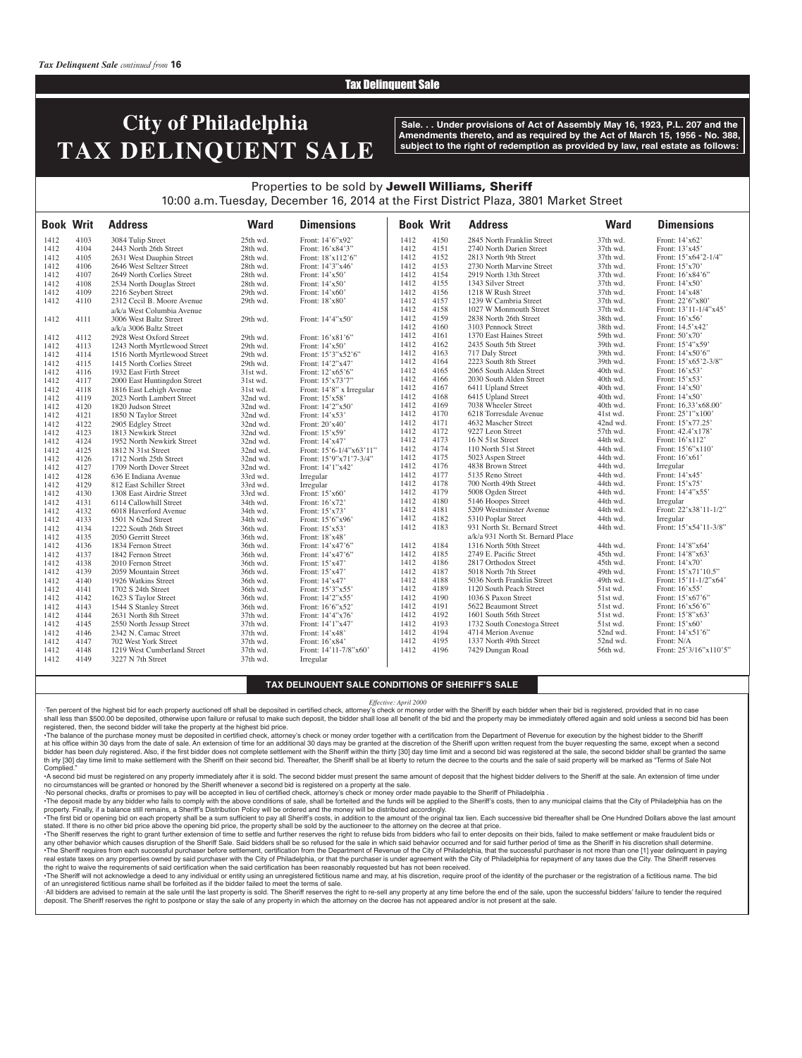*Tax Delinquent Sale continued from* **16**

Tax Delinquent Sale

# City of Philadelphia TAX DELINQUENT SALE

**Sale. . . Under provisions of Act of Assembly May 16, 1923, P.L. 207 and the Amendments thereto, and as required by the Act of March 15, 1956 - No. 388, subject to the right of redemption as provided by law, real estate as follows:**

Properties to be sold by **Jewell Williams, Sheriff**

10:00 a.m. Tuesday, December 16, 2014 at the First District Plaza, 3801 Market Street

| Book | Writ | Address | Ward | Dimensions |
|---|---|---|---|---|
| 1412 | 4103 | 3084 Tulip Street | 25th wd. | Front: 14'6"x92' |
| 1412 | 4104 | 2443 North 26th Street | 28th wd. | Front: 16'x84'3" |
| 1412 | 4105 | 2631 West Dauphin Street | 28th wd. | Front: 18'x112'6" |
| 1412 | 4106 | 2646 West Seltzer Street | 28th wd. | Front: 14'3"x46' |
| 1412 | 4107 | 2649 North Corlies Street | 28th wd. | Front: 14'x50' |
| 1412 | 4108 | 2534 North Douglas Street | 28th wd. | Front: 14'x50' |
| 1412 | 4109 | 2216 Seybert Street | 29th wd. | Front: 14'x60' |
| 1412 | 4110 | 2312 Cecil B. Moore Avenue a/k/a West Columbia Avenue | 29th wd. | Front: 18'x80' |
| 1412 | 4111 | 3006 West Baltz Street a/k/a 3006 Baltz Street | 29th wd. | Front: 14'4"x50' |
| 1412 | 4112 | 2928 West Oxford Street | 29th wd. | Front: 16'x81'6" |
| 1412 | 4113 | 1243 North Myrtlewood Street | 29th wd. | Front: 14'x50' |
| 1412 | 4114 | 1516 North Myrtlewood Street | 29th wd. | Front: 15'3"x52'6" |
| 1412 | 4115 | 1415 North Corlies Street | 29th wd. | Front: 14'2"x47' |
| 1412 | 4116 | 1932 East Firth Street | 31st wd. | Front: 12'x65'6" |
| 1412 | 4117 | 2000 East Huntingdon Street | 31st wd. | Front: 15'x73'7" |
| 1412 | 4118 | 1816 East Lehigh Avenue | 31st wd. | Front: 14'8" x Irregular |
| 1412 | 4119 | 2023 North Lambert Street | 32nd wd. | Front: 15'x58' |
| 1412 | 4120 | 1820 Judson Street | 32nd wd. | Front: 14'2"x50' |
| 1412 | 4121 | 1850 N Taylor Street | 32nd wd. | Front: 14'x53' |
| 1412 | 4122 | 2905 Edgley Street | 32nd wd. | Front: 20'x40' |
| 1412 | 4123 | 1813 Newkirk Street | 32nd wd. | Front: 15'x59' |
| 1412 | 4124 | 1952 North Newkirk Street | 32nd wd. | Front: 14'x47' |
| 1412 | 4125 | 1812 N 31st Street | 32nd wd. | Front: 15'6-1/4"x63'11" |
| 1412 | 4126 | 1712 North 25th Street | 32nd wd. | Front: 15'9"x71'7-3/4" |
| 1412 | 4127 | 1709 North Dover Street | 32nd wd. | Front: 14'1"x42' |
| 1412 | 4128 | 636 E Indiana Avenue | 33rd wd. | Irregular |
| 1412 | 4129 | 812 East Schiller Street | 33rd wd. | Irregular |
| 1412 | 4130 | 1308 East Airdrie Street | 33rd wd. | Front: 15'x60' |
| 1412 | 4131 | 6114 Callowhill Street | 34th wd. | Front: 16'x72' |
| 1412 | 4132 | 6018 Haverford Avenue | 34th wd. | Front: 15'x73' |
| 1412 | 4133 | 1501 N 62nd Street | 34th wd. | Front: 15'6"x96' |
| 1412 | 4134 | 1222 South 26th Street | 36th wd. | Front: 15'x53' |
| 1412 | 4135 | 2050 Gerritt Street | 36th wd. | Front: 18'x48' |
| 1412 | 4136 | 1834 Fernon Street | 36th wd. | Front: 14'x47'6" |
| 1412 | 4137 | 1842 Fernon Street | 36th wd. | Front: 14'x47'6" |
| 1412 | 4138 | 2010 Fernon Street | 36th wd. | Front: 15'x47' |
| 1412 | 4139 | 2059 Mountain Street | 36th wd. | Front: 15'x47' |
| 1412 | 4140 | 1926 Watkins Street | 36th wd. | Front: 14'x47' |
| 1412 | 4141 | 1702 S 24th Street | 36th wd. | Front: 15'3"x55' |
| 1412 | 4142 | 1623 S Taylor Street | 36th wd. | Front: 14'2"x55' |
| 1412 | 4143 | 1544 S Stanley Street | 36th wd. | Front: 16'6"x52' |
| 1412 | 4144 | 2631 North 8th Street | 37th wd. | Front: 14'4"x76' |
| 1412 | 4145 | 2550 North Jessup Street | 37th wd. | Front: 14'1"x47' |
| 1412 | 4146 | 2342 N. Camac Street | 37th wd. | Front: 14'x48' |
| 1412 | 4147 | 702 West York Street | 37th wd. | Front: 16'x84' |
| 1412 | 4148 | 1219 West Cumberland Street | 37th wd. | Front: 14'11-7/8"x60' |
| 1412 | 4149 | 3227 N 7th Street | 37th wd. | Irregular |
| 1412 | 4150 | 2845 North Franklin Street | 37th wd. | Front: 14'x62' |
| 1412 | 4151 | 2740 North Darien Street | 37th wd. | Front: 13'x45' |
| 1412 | 4152 | 2813 North 9th Street | 37th wd. | Front: 15'x64'2-1/4" |
| 1412 | 4153 | 2730 North Marvine Street | 37th wd. | Front: 15'x70' |
| 1412 | 4154 | 2919 North 13th Street | 37th wd. | Front: 16'x84'6" |
| 1412 | 4155 | 1343 Silver Street | 37th wd. | Front: 14'x50' |
| 1412 | 4156 | 1218 W Rush Street | 37th wd. | Front: 14'x48' |
| 1412 | 4157 | 1239 W Cambria Street | 37th wd. | Front: 22'6"x80' |
| 1412 | 4158 | 1027 W Monmouth Street | 37th wd. | Front: 13'11-1/4"x45' |
| 1412 | 4159 | 2838 North 26th Street | 38th wd. | Front: 16'x56' |
| 1412 | 4160 | 3103 Pennock Street | 38th wd. | Front: 14.5'x42' |
| 1412 | 4161 | 1370 East Haines Street | 59th wd. | Front: 50'x70' |
| 1412 | 4162 | 2435 South 5th Street | 39th wd. | Front: 15'4"x59' |
| 1412 | 4163 | 717 Daly Street | 39th wd. | Front: 14'x50'6" |
| 1412 | 4164 | 2223 South 8th Street | 39th wd. | Front: 15'x65'2-3/8" |
| 1412 | 4165 | 2065 South Alden Street | 40th wd. | Front: 16'x53' |
| 1412 | 4166 | 2030 South Alden Street | 40th wd. | Front: 15'x53' |
| 1412 | 4167 | 6411 Upland Street | 40th wd. | Front: 14'x50' |
| 1412 | 4168 | 6415 Upland Street | 40th wd. | Front: 14'x50' |
| 1412 | 4169 | 7038 Wheeler Street | 40th wd. | Front: 16.33'x68.00' |
| 1412 | 4170 | 6218 Torresdale Avenue | 41st wd. | Front: 25'1"x100' |
| 1412 | 4171 | 4632 Mascher Street | 42nd wd. | Front: 15'x77.25' |
| 1412 | 4172 | 9227 Leon Street | 57th wd. | Front: 42.4'x178' |
| 1412 | 4173 | 16 N 51st Street | 44th wd. | Front: 16'x112' |
| 1412 | 4174 | 110 North 51st Street | 44th wd. | Front: 15'6"x110' |
| 1412 | 4175 | 5023 Aspen Street | 44th wd. | Front: 16'x61' |
| 1412 | 4176 | 4838 Brown Street | 44th wd. | Irregular |
| 1412 | 4177 | 5135 Reno Street | 44th wd. | Front: 14'x45' |
| 1412 | 4178 | 700 North 49th Street | 44th wd. | Front: 15'x75' |
| 1412 | 4179 | 5008 Ogden Street | 44th wd. | Front: 14'4"x55' |
| 1412 | 4180 | 5146 Hoopes Street | 44th wd. | Irregular |
| 1412 | 4181 | 5209 Westminster Avenue | 44th wd. | Front: 22'x38'11-1/2" |
| 1412 | 4182 | 5310 Poplar Street | 44th wd. | Irregular |
| 1412 | 4183 | 931 North St. Bernard Street a/k/a 931 North St. Bernard Place | 44th wd. | Front: 15'x54'11-3/8" |
| 1412 | 4184 | 1316 North 50th Street | 44th wd. | Front: 14'8"x64' |
| 1412 | 4185 | 2749 E. Pacific Street | 45th wd. | Front: 14'8"x63' |
| 1412 | 4186 | 2817 Orthodox Street | 45th wd. | Front: 14'x70' |
| 1412 | 4187 | 5018 North 7th Street | 49th wd. | Front: 15'x71'10.5" |
| 1412 | 4188 | 5036 North Franklin Street | 49th wd. | Front: 15'11-1/2"x64' |
| 1412 | 4189 | 1120 South Peach Street | 51st wd. | Front: 16'x55' |
| 1412 | 4190 | 1036 S Paxon Street | 51st wd. | Front: 15'x67'6" |
| 1412 | 4191 | 5622 Beaumont Street | 51st wd. | Front: 16'x56'6" |
| 1412 | 4192 | 1601 South 56th Street | 51st wd. | Front: 15'8"x63' |
| 1412 | 4193 | 1732 South Conestoga Street | 51st wd. | Front: 15'x60' |
| 1412 | 4194 | 4714 Merion Avenue | 52nd wd. | Front: 14'x51'6" |
| 1412 | 4195 | 1337 North 49th Street | 52nd wd. | Front: N/A |
| 1412 | 4196 | 7429 Dungan Road | 56th wd. | Front: 25'3/16"x110'5" |

## TAX DELINQUENT SALE CONDITIONS OF SHERIFF'S SALE

*Effective: April 2000*

·Ten percent of the highest bid for each property auctioned off shall be deposited in certified check, attorney's check or money order with the Sheriff by each bidder when their bid is registered, provided that in no case shall less than $500.00 be deposited, otherwise upon failure or refusal to make such deposit, the bidder shall lose all benefit of the bid and the property may be immediately offered again and sold unless a second bid has been registered, then, the second bidder will take the property at the highest bid price.

•The balance of the purchase money must be deposited in certified check, attorney's check or money order together with a certification from the Department of Revenue for execution by the highest bidder to the Sheriff at his office within 30 days from the date of sale. An extension of time for an additional 30 days may be granted at the discretion of the Sheriff upon written request from the buyer requesting the same, except when a second bidder has been duly registered. Also, if the first bidder does not complete settlement with the Sheriff within the thirty [30] day time limit and a second bid was registered at the sale, the second bidder shall be granted the same th irty [30] day time limit to make settlement with the Sheriff on their second bid. Thereafter, the Sheriff shall be at liberty to return the decree to the courts and the sale of said property will be marked as "Terms of Sale Not Complied."

•A second bid must be registered on any property immediately after it is sold. The second bidder must present the same amount of deposit that the highest bidder delivers to the Sheriff at the sale. An extension of time under no circumstances will be granted or honored by the Sheriff whenever a second bid is registered on a property at the sale.

·No personal checks, drafts or promises to pay will be accepted in lieu of certified check, attorney's check or money order made payable to the Sheriff of Philadelphia .

•The deposit made by any bidder who fails to comply with the above conditions of sale, shall be forteited and the funds will be applied to the Sheriff's costs, then to any municipal claims that the City of Philadelphia has on the property. Finally, if a balance still remains, a Sheriff's Distribution Policy will be ordered and the money will be distributed accordingly.

•The first bid or opening bid on each property shall be a sum sufficient to pay all Sheriff's costs, in addition to the amount of the original tax lien. Each successive bid thereafter shall be One Hundred Dollars above the last amount stated. If there is no other bid price above the opening bid price, the property shall be sold by the auctioneer to the attorney on the decree at that price.

•The Sheriff reserves the right to grant further extension of time to settle and further reserves the right to refuse bids from bidders who fail to enter deposits on their bids, failed to make settlement or make fraudulent bids or any other behavior which causes disruption of the Sheriff Sale. Said bidders shall be so refused for the sale in which said behavior occurred and for said further period of time as the Sheriff in his discretion shall determine.

•The Sheriff requires from each successful purchaser before settlement, certification from the Department of Revenue of the City of Philadelphia, that the successful purchaser is not more than one [1] year delinquent in paying real estate taxes on any properties owned by said purchaser with the City of Philadelphia, or that the purchaser is under agreement with the City of Philadelphia for repayment of any taxes due the City. The Sheriff reserves the right to waive the requirements of said certification when the said certification has been reasonably requested but has not been received.

•The Sheriff will not acknowledge a deed to any individual or entity using an unregistered fictitious name and may, at his discretion, require proof of the identity of the purchaser or the registration of a fictitious name. The bid of an unregistered fictitious name shall be forfeited as if the bidder failed to meet the terms of sale.

·All bidders are advised to remain at the sale until the last property is sold. The Sheriff reserves the right to re-sell any property at any time before the end of the sale, upon the successful bidders' failure to tender the required deposit. The Sheriff reserves the right to postpone or stay the sale of any property in which the attorney on the decree has not appeared and/or is not present at the sale.